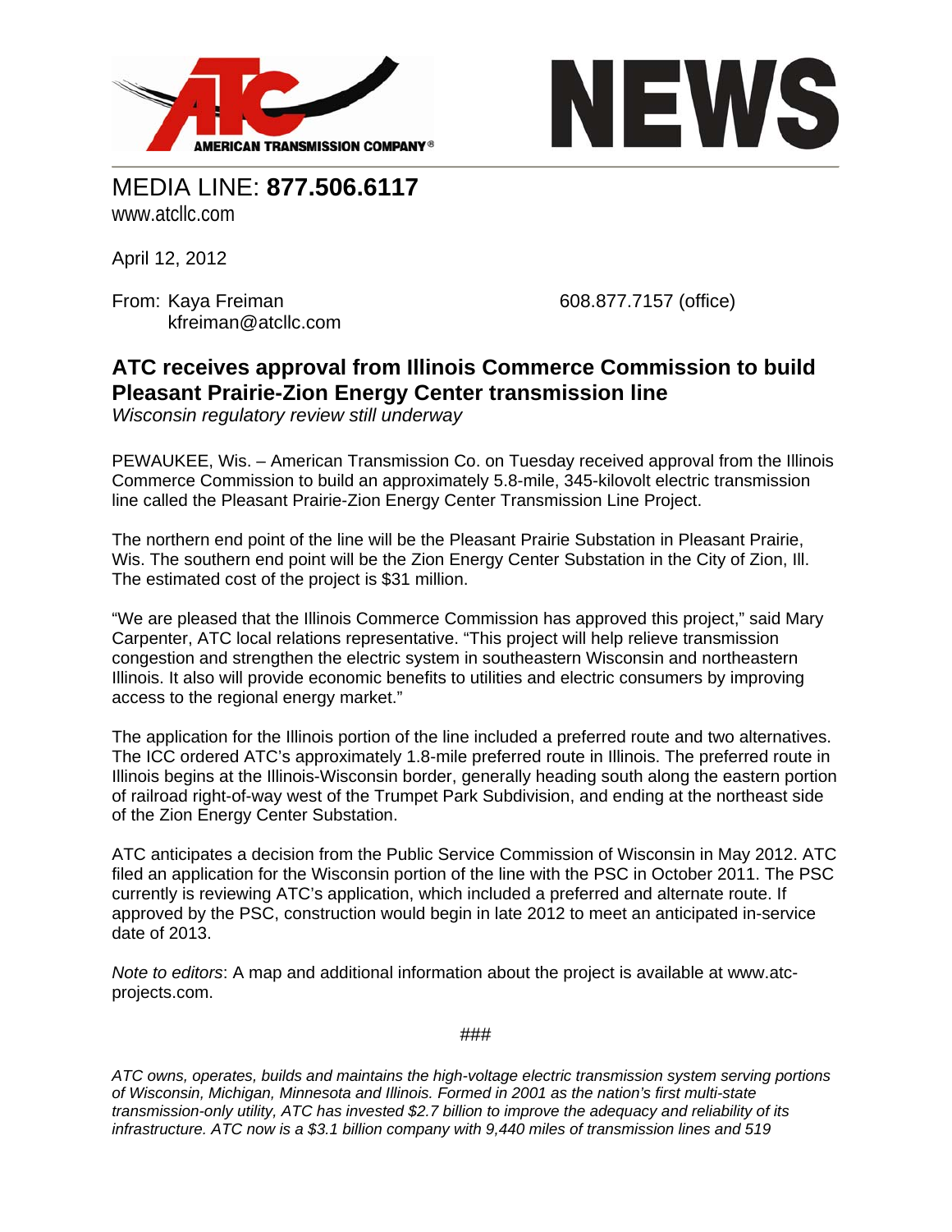AMERICAN TRANSMISSION COMPANY®

# NEWS

MEDIA LINE: **877.506.6117**
www.atcllc.com

April 12, 2012

From: Kaya Freiman 608.877.7157 (office)
kfreiman@atcllc.com

## ATC receives approval from Illinois Commerce Commission to build Pleasant Prairie-Zion Energy Center transmission line

*Wisconsin regulatory review still underway*

PEWAUKEE, Wis. – American Transmission Co. on Tuesday received approval from the Illinois Commerce Commission to build an approximately 5.8-mile, 345-kilovolt electric transmission line called the Pleasant Prairie-Zion Energy Center Transmission Line Project.

The northern end point of the line will be the Pleasant Prairie Substation in Pleasant Prairie, Wis. The southern end point will be the Zion Energy Center Substation in the City of Zion, Ill. The estimated cost of the project is $31 million.

"We are pleased that the Illinois Commerce Commission has approved this project," said Mary Carpenter, ATC local relations representative. "This project will help relieve transmission congestion and strengthen the electric system in southeastern Wisconsin and northeastern Illinois. It also will provide economic benefits to utilities and electric consumers by improving access to the regional energy market."

The application for the Illinois portion of the line included a preferred route and two alternatives. The ICC ordered ATC's approximately 1.8-mile preferred route in Illinois. The preferred route in Illinois begins at the Illinois-Wisconsin border, generally heading south along the eastern portion of railroad right-of-way west of the Trumpet Park Subdivision, and ending at the northeast side of the Zion Energy Center Substation.

ATC anticipates a decision from the Public Service Commission of Wisconsin in May 2012. ATC filed an application for the Wisconsin portion of the line with the PSC in October 2011. The PSC currently is reviewing ATC's application, which included a preferred and alternate route. If approved by the PSC, construction would begin in late 2012 to meet an anticipated in-service date of 2013.

*Note to editors*: A map and additional information about the project is available at www.atc-projects.com.

###

*ATC owns, operates, builds and maintains the high-voltage electric transmission system serving portions of Wisconsin, Michigan, Minnesota and Illinois. Formed in 2001 as the nation's first multi-state transmission-only utility, ATC has invested $2.7 billion to improve the adequacy and reliability of its infrastructure. ATC now is a $3.1 billion company with 9,440 miles of transmission lines and 519*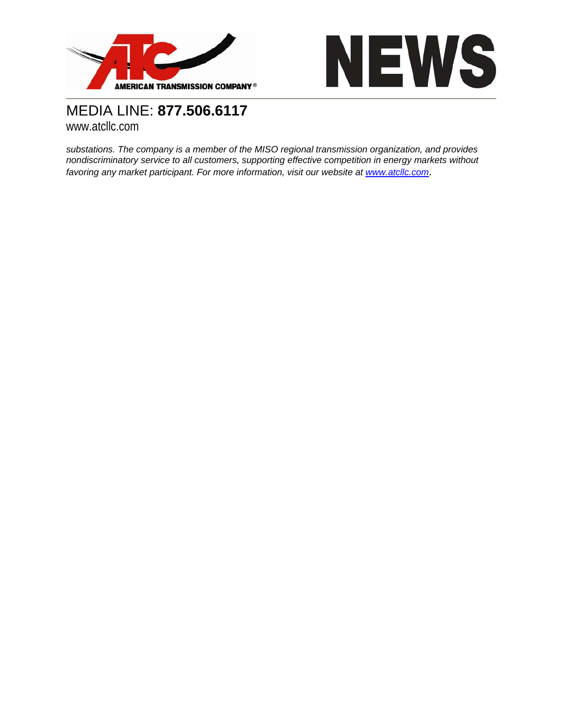MEDIA LINE: **877.506.6117**

www.atcllc.com

*substations. The company is a member of the MISO regional transmission organization, and provides nondiscriminatory service to all customers, supporting effective competition in energy markets without favoring any market participant. For more information, visit our website at www.atcllc.com.*